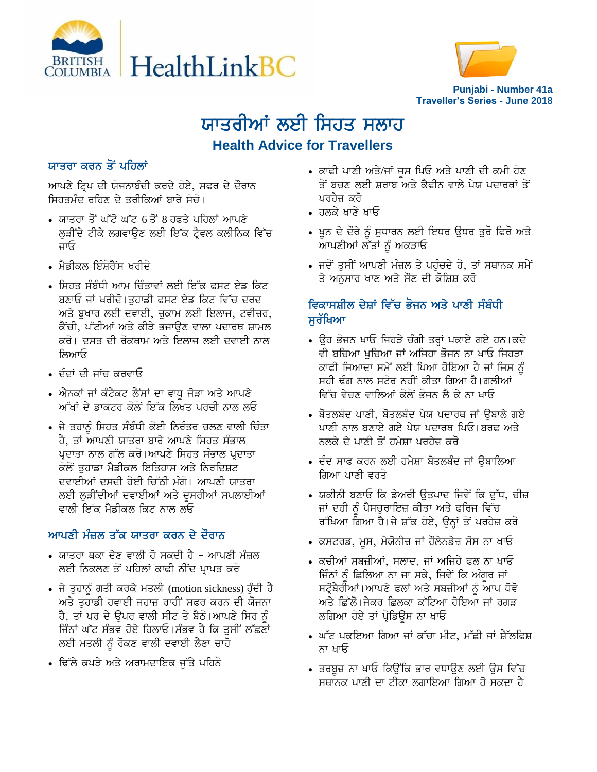Punjabi - Number 41a
Traveller's Series - June 2018

# ਯਾਤਰੀਆਂ ਲਈ ਸਿਹਤ ਸਲਾਹ
# Health Advice for Travellers

## ਯਾਤਰਾ ਕਰਨ ਤੋਂ ਪਹਿਲਾਂ

ਆਪਣੇ ਟ੍ਰਿਪ ਦੀ ਯੋਜਨਾਬੰਦੀ ਕਰਦੇ ਹੋਏ, ਸਫਰ ਦੇ ਦੌਰਾਨ ਸਿਹਤਮੰਦ ਰਹਿਣ ਦੇ ਤਰੀਕਿਆਂ ਬਾਰੇ ਸੋਚੋ।

- ਯਾਤਰਾ ਤੋਂ ਘੱਟੋ ਘੱਟ 6 ਤੋਂ 8 ਹਫਤੇ ਪਹਿਲਾਂ ਆਪਣੇ ਲੁੜੀਂਦੇ ਟੀਕੇ ਲਗਵਾਉਣ ਲਈ ਇੱਕ ਟ੍ਰੈਵਲ ਕਲੀਨਿਕ ਵਿੱਚ ਜਾਓ
- ਮੈਡੀਕਲ ਇੰਸ਼ੋਰੈਂਸ ਖਰੀਦੋ
- ਸਿਹਤ ਸੰਬੰਧੀ ਆਮ ਚਿੰਤਾਵਾਂ ਲਈ ਇੱਕ ਫਸਟ ਏਡ ਕਿਟ ਬਣਾਓ ਜਾਂ ਖਰੀਦੋ। ਤੁਹਾਡੀ ਫਸਟ ਏਡ ਕਿਟ ਵਿੱਚ ਦਰਦ ਅਤੇ ਬੁਖਾਰ ਲਈ ਦਵਾਈ, ਜ਼ੁਕਾਮ ਲਈ ਇਲਾਜ, ਟਵੀਜ਼ਰ, ਕੈਂਚੀ, ਪੱਟੀਆਂ ਅਤੇ ਕੀੜੇ ਭਜਾਉਣ ਵਾਲਾ ਪਦਾਰਥ ਸ਼ਾਮਲ ਕਰੋ। ਦਸਤ ਦੀ ਰੋਕਥਾਮ ਅਤੇ ਇਲਾਜ ਲਈ ਦਵਾਈ ਨਾਲ ਲਿਆਓ
- ਦੰਦਾਂ ਦੀ ਜਾਂਚ ਕਰਵਾਓ
- ਐਨਕਾਂ ਜਾਂ ਕੰਟੈਕਟ ਲੈਂਸਾਂ ਦਾ ਵਾਧੂ ਜੋੜਾ ਅਤੇ ਆਪਣੇ ਅੱਖਾਂ ਦੇ ਡਾਕਟਰ ਕੋਲੋਂ ਇੱਕ ਲਿਖਤ ਪਰਚੀ ਨਾਲ ਲਓ
- ਜੇ ਤਹਾਨੂੰ ਸਿਹਤ ਸੰਬੰਧੀ ਕੋਈ ਨਿਰੰਤਰ ਚਲਣ ਵਾਲੀ ਚਿੰਤਾ ਹੈ, ਤਾਂ ਆਪਣੀ ਯਾਤਰਾ ਬਾਰੇ ਆਪਣੇ ਸਿਹਤ ਸੰਭਾਲ ਪ੍ਰਦਾਤਾ ਨਾਲ ਗੱਲ ਕਰੋ। ਆਪਣੇ ਸਿਹਤ ਸੰਭਾਲ ਪ੍ਰਦਾਤਾ ਕੋਲੋਂ ਤੁਹਾਡਾ ਮੈਡੀਕਲ ਇਤਿਹਾਸ ਅਤੇ ਨਿਰਦਿਸ਼ਟ ਦਵਾਈਆਂ ਦਸਦੀ ਹੋਈ ਚਿੱਠੀ ਮੰਗੋ। ਆਪਣੀ ਯਾਤਰਾ ਲਈ ਲੁੜੀਂਦੀਆਂ ਦਵਾਈਆਂ ਅਤੇ ਦੂਸਰੀਆਂ ਸਪਲਾਈਆਂ ਵਾਲੀ ਇੱਕ ਮੈਡੀਕਲ ਕਿਟ ਨਾਲ ਲਓ

## ਆਪਣੀ ਮੰਜ਼ਲ ਤੱਕ ਯਾਤਰਾ ਕਰਨ ਦੇ ਦੌਰਾਨ

- ਯਾਤਰਾ ਥਕਾ ਦੇਣ ਵਾਲੀ ਹੋ ਸਕਦੀ ਹੈ - ਆਪਣੀ ਮੰਜ਼ਲ ਲਈ ਨਿਕਲਣ ਤੋਂ ਪਹਿਲਾਂ ਕਾਫੀ ਨੀਂਦ ਪ੍ਰਾਪਤ ਕਰੋ
- ਜੇ ਤੁਹਾਨੂੰ ਗਤੀ ਕਰਕੇ ਮਤਲੀ (motion sickness) ਹੁੰਦੀ ਹੈ ਅਤੇ ਤੁਹਾਡੀ ਹਵਾਈ ਜਹਾਜ਼ ਰਾਹੀਂ ਸਫਰ ਕਰਨ ਦੀ ਯੋਜਨਾ ਹੈ, ਤਾਂ ਪਰ ਦੇ ਉਪਰ ਵਾਲੀ ਸੀਟ ਤੇ ਬੈਠੋ। ਆਪਣੇ ਸਿਰ ਨੂੰ ਜਿੰਨਾਂ ਘੱਟ ਸੰਭਵ ਹੋਏ ਹਿਲਾਓ। ਸੰਭਵ ਹੈ ਕਿ ਤੁਸੀਂ ਲੱਛਣਾਂ ਲਈ ਮਤਲੀ ਨੂੰ ਰੋਕਣ ਵਾਲੀ ਦਵਾਈ ਲੈਣਾ ਚਾਹੋ
- ਢਿੱਲੇ ਕਪੜੇ ਅਤੇ ਅਰਾਮਦਾਇਕ ਜੁੱਤੇ ਪਹਿਨੋ
- ਕਾਫੀ ਪਾਣੀ ਅਤੇ/ਜਾਂ ਜੂਸ ਪਿਓ ਅਤੇ ਪਾਣੀ ਦੀ ਕਮੀ ਹੋਣ ਤੋਂ ਬਚਣ ਲਈ ਸ਼ਰਾਬ ਅਤੇ ਕੈਫੀਨ ਵਾਲੇ ਪੇਯ ਪਦਾਰਥਾਂ ਤੋਂ ਪਰਹੇਜ਼ ਕਰੋ
- ਹਲਕੇ ਖਾਣੇ ਖਾਓ
- ਖ਼ੂਨ ਦੇ ਦੌਰੇ ਨੂੰ ਸੁਧਾਰਨ ਲਈ ਇਧਰ ਉਧਰ ਤੁਰੋ ਫਿਰੋ ਅਤੇ ਆਪਣੀਆਂ ਲੱਤਾਂ ਨੂੰ ਅਕੜਾਓ
- ਜਦੋਂ ਤੁਸੀਂ ਆਪਣੀ ਮੰਜ਼ਲ ਤੇ ਪਹੁੰਚਦੇ ਹੋ, ਤਾਂ ਸਥਾਨਕ ਸਮੇਂ ਤੇ ਅਨੁਸਾਰ ਖਾਣ ਅਤੇ ਸੌਣ ਦੀ ਕੋਸ਼ਿਸ਼ ਕਰੋ

## ਵਿਕਾਸਸ਼ੀਲ ਦੇਸ਼ਾਂ ਵਿੱਚ ਭੋਜਨ ਅਤੇ ਪਾਣੀ ਸੰਬੰਧੀ ਸੁਰੱਖਿਆ

- ਉਹ ਭੋਜਨ ਖਾਓ ਜਿਹੜੇ ਚੰਗੀ ਤਰ੍ਹਾਂ ਪਕਾਏ ਗਏ ਹਨ। ਕਦੇ ਵੀ ਬਚਿਆ ਖੁਚਿਆ ਜਾਂ ਅਜਿਹਾ ਭੋਜਨ ਨਾ ਖਾਓ ਜਿਹੜਾ ਕਾਫੀ ਜਿਆਦਾ ਸਮੇਂ ਲਈ ਪਿਆ ਹੋਇਆ ਹੈ ਜਾਂ ਜਿਸ ਨੂੰ ਸਹੀ ਢੰਗ ਨਾਲ ਸਟੋਰ ਨਹੀਂ ਕੀਤਾ ਗਿਆ ਹੈ। ਗਲੀਆਂ ਵਿੱਚ ਵੇਚਣ ਵਾਲਿਆਂ ਕੋਲੋਂ ਭੋਜਨ ਲੈ ਕੇ ਨਾ ਖਾਓ
- ਬੋਤਲਬੰਦ ਪਾਣੀ, ਬੋਤਲਬੰਦ ਪੇਯ ਪਦਾਰਥ ਜਾਂ ਉਬਾਲੇ ਗਏ ਪਾਣੀ ਨਾਲ ਬਣਾਏ ਗਏ ਪੇਯ ਪਦਾਰਥ ਪਿਓ। ਬਰਫ ਅਤੇ ਨਲਕੇ ਦੇ ਪਾਣੀ ਤੋਂ ਹਮੇਸ਼ਾ ਪਰਹੇਜ਼ ਕਰੋ
- ਦੰਦ ਸਾਫ ਕਰਨ ਲਈ ਹਮੇਸ਼ਾ ਬੋਤਲਬੰਦ ਜਾਂ ਉਬਾਲਿਆ ਗਿਆ ਪਾਣੀ ਵਰਤੋ
- ਯਕੀਨੀ ਬਣਾਓ ਕਿ ਡੇਅਰੀ ਉਤਪਾਦ ਜਿਵੇਂ ਕਿ ਦੁੱਧ, ਚੀਜ਼ ਜਾਂ ਦਹੀ ਨੂੰ ਪੈਸਚੁਰਾਇਜ਼ ਕੀਤਾ ਅਤੇ ਫਰਿਜ ਵਿੱਚ ਰੱਖਿਆ ਗਿਆ ਹੈ। ਜੇ ਸ਼ੱਕ ਹੋਏ, ਉਨ੍ਹਾਂ ਤੋਂ ਪਰਹੇਜ਼ ਕਰੋ
- ਕਸਟਰਡ, ਮੂਸ, ਮੇਯੋਨੀਜ਼ ਜਾਂ ਹੋਲੇਨਡੇਜ਼ ਸੌਸ ਨਾ ਖਾਓ
- ਕਚੀਆਂ ਸਬਜ਼ੀਆਂ, ਸਲਾਦ, ਜਾਂ ਅਜਿਹੇ ਫਲ ਨਾ ਖਾਓ ਜਿੰਨਾਂ ਨੂੰ ਛਿਲਿਆ ਨਾ ਜਾ ਸਕੇ, ਜਿਵੇਂ ਕਿ ਅੰਗੂਰ ਜਾਂ ਸਟ੍ਰੋਬੈਰੀਆਂ। ਆਪਣੇ ਫਲਾਂ ਅਤੇ ਸਬਜ਼ੀਆਂ ਨੂੰ ਆਪ ਧੋਵੋ ਅਤੇ ਛਿੱਲੋ। ਜੇਕਰ ਛਿਲਕਾ ਕੱਟਿਆ ਹੋਇਆ ਜਾਂ ਰਗੜ ਲਗਿਆ ਹੋਏ ਤਾਂ ਪ੍ਰੋਡਿਊਸ ਨਾ ਖਾਓ
- ਘੱਟ ਪਕਇਆ ਗਿਆ ਜਾਂ ਕੱਚਾ ਮੀਟ, ਮੱਛੀ ਜਾਂ ਸ਼ੈੱਲਫਿਸ਼ ਨਾ ਖਾਓ
- ਤਰਬੂਜ਼ ਨਾ ਖਾਓ ਕਿਉਂਕਿ ਭਾਰ ਵਧਾਉਣ ਲਈ ਉਸ ਵਿੱਚ ਸਥਾਨਕ ਪਾਣੀ ਦਾ ਟੀਕਾ ਲਗਾਇਆ ਗਿਆ ਹੋ ਸਕਦਾ ਹੈ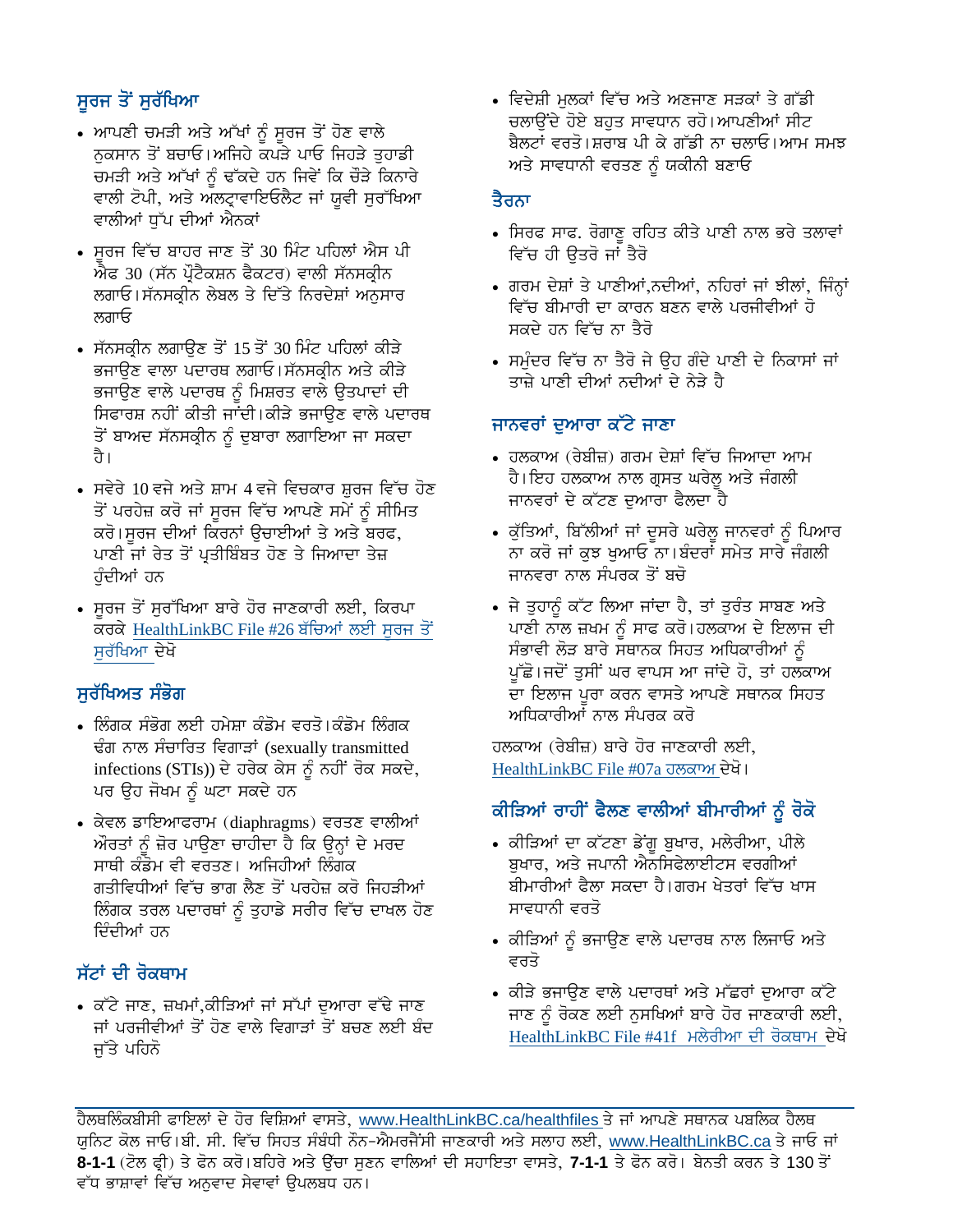## ਸੂਰਜ ਤੋਂ ਸੁਰੱਖਿਆ

- ਆਪਣੀ ਚਮੜੀ ਅਤੇ ਅੱਖਾਂ ਨੂੰ ਸੂਰਜ ਤੋਂ ਹੋਣ ਵਾਲੇ ਨੁਕਸਾਨ ਤੋਂ ਬਚਾਓ। ਅਜਿਹੇ ਕਪੜੇ ਪਾਓ ਜਿਹੜੇ ਤੁਹਾਡੀ ਚਮੜੀ ਅਤੇ ਅੱਖਾਂ ਨੂੰ ਢੱਕਦੇ ਹਨ ਜਿਵੇਂ ਕਿ ਚੌੜੇ ਕਿਨਾਰੇ ਵਾਲੀ ਟੋਪੀ, ਅਤੇ ਅਲਟ੍ਰਾਵਾਇਓਲੈਟ ਜਾਂ ਯੂਵੀ ਸੁਰੱਖਿਆ ਵਾਲੀਆਂ ਧੁੱਪ ਦੀਆਂ ਐਨਕਾਂ
- ਸੂਰਜ ਵਿੱਚ ਬਾਹਰ ਜਾਣ ਤੋਂ 30 ਮਿੰਟ ਪਹਿਲਾਂ ਐਸ ਪੀ ਐਫ 30 (ਸੱਨ ਪ੍ਰੋਟੈਕਸ਼ਨ ਫੈਕਟਰ) ਵਾਲੀ ਸੱਨਸਕ੍ਰੀਨ ਲਗਾਓ। ਸੱਨਸਕ੍ਰੀਨ ਲੇਬਲ ਤੇ ਦਿੱਤੇ ਨਿਰਦੇਸ਼ਾਂ ਅਨੁਸਾਰ ਲਗਾਓ
- ਸੱਨਸਕ੍ਰੀਨ ਲਗਾਉਣ ਤੋਂ 15 ਤੋਂ 30 ਮਿੰਟ ਪਹਿਲਾਂ ਕੀੜੇ ਭਜਾਉਣ ਵਾਲਾ ਪਦਾਰਥ ਲਗਾਓ। ਸੱਨਸਕ੍ਰੀਨ ਅਤੇ ਕੀੜੇ ਭਜਾਉਣ ਵਾਲੇ ਪਦਾਰਥ ਨੂੰ ਮਿਸ਼ਰਤ ਵਾਲੇ ਉਤਪਾਦਾਂ ਦੀ ਸਿਫਾਰਸ਼ ਨਹੀਂ ਕੀਤੀ ਜਾਂਦੀ। ਕੀੜੇ ਭਜਾਉਣ ਵਾਲੇ ਪਦਾਰਥ ਤੋਂ ਬਾਅਦ ਸੱਨਸਕ੍ਰੀਨ ਨੂੰ ਦੁਬਾਰਾ ਲਗਾਇਆ ਜਾ ਸਕਦਾ ਹੈ।
- ਸਵੇਰੇ 10 ਵਜੇ ਅਤੇ ਸ਼ਾਮ 4 ਵਜੇ ਵਿਚਕਾਰ ਸੂਰਜ ਵਿੱਚ ਹੋਣ ਤੋਂ ਪਰਹੇਜ਼ ਕਰੋ ਜਾਂ ਸੂਰਜ ਵਿੱਚ ਆਪਣੇ ਸਮੇਂ ਨੂੰ ਸੀਮਿਤ ਕਰੋ। ਸੂਰਜ ਦੀਆਂ ਕਿਰਨਾਂ ਉਚਾਈਆਂ ਤੇ ਅਤੇ ਬਰਫ, ਪਾਣੀ ਜਾਂ ਰੇਤ ਤੋਂ ਪ੍ਰਤੀਬਿੰਬਤ ਹੋਣ ਤੇ ਜਿਆਦਾ ਤੇਜ਼ ਹੁੰਦੀਆਂ ਹਨ
- ਸੂਰਜ ਤੋਂ ਸੁਰੱਖਿਆ ਬਾਰੇ ਹੋਰ ਜਾਣਕਾਰੀ ਲਈ, ਕਿਰਪਾ ਕਰਕੇ HealthLinkBC File #26 ਬੱਚਿਆਂ ਲਈ ਸੂਰਜ ਤੋਂ ਸੁਰੱਖਿਆ ਦੇਖੋ

## ਸੁਰੱਖਿਅਤ ਸੰਭੋਗ

- ਲਿੰਗਕ ਸੰਭੋਗ ਲਈ ਹਮੇਸ਼ਾ ਕੰਡੋਮ ਵਰਤੋ। ਕੰਡੋਮ ਲਿੰਗਕ ਢੰਗ ਨਾਲ ਸੰਚਾਰਿਤ ਵਿਗਾੜਾਂ (sexually transmitted infections (STIs)) ਦੇ ਹਰੇਕ ਕੇਸ ਨੂੰ ਨਹੀਂ ਰੋਕ ਸਕਦੇ, ਪਰ ਉਹ ਜੋਖਮ ਨੂੰ ਘਟਾ ਸਕਦੇ ਹਨ
- ਕੇਵਲ ਡਾਇਆਫਰਾਮ (diaphragms) ਵਰਤਣ ਵਾਲੀਆਂ ਔਰਤਾਂ ਨੂੰ ਜ਼ੋਰ ਪਾਉਣਾ ਚਾਹੀਦਾ ਹੈ ਕਿ ਉਨ੍ਹਾਂ ਦੇ ਮਰਦ ਸਾਥੀ ਕੰਡੋਮ ਵੀ ਵਰਤਣ। ਅਜਿਹੀਆਂ ਲਿੰਗਕ ਗਤੀਵਿਧੀਆਂ ਵਿੱਚ ਭਾਗ ਲੈਣ ਤੋਂ ਪਰਹੇਜ਼ ਕਰੋ ਜਿਹੜੀਆਂ ਲਿੰਗਕ ਤਰਲ ਪਦਾਰਥਾਂ ਨੂੰ ਤੁਹਾਡੇ ਸਰੀਰ ਵਿੱਚ ਦਾਖਲ ਹੋਣ ਦਿੰਦੀਆਂ ਹਨ

## ਸੱਟਾਂ ਦੀ ਰੋਕਥਾਮ

- ਕੱਟੇ ਜਾਣ, ਜ਼ਖਮਾਂ,ਕੀੜਿਆਂ ਜਾਂ ਸੱਪਾਂ ਦੁਆਰਾ ਵੱਢੇ ਜਾਣ ਜਾਂ ਪਰਜੀਵੀਆਂ ਤੋਂ ਹੋਣ ਵਾਲੇ ਵਿਗਾੜਾਂ ਤੋਂ ਬਚਣ ਲਈ ਬੰਦ ਜੁੱਤੇ ਪਹਿਨੋ
- ਵਿਦੇਸ਼ੀ ਮੁਲਕਾਂ ਵਿੱਚ ਅਤੇ ਅਣਜਾਣ ਸੜਕਾਂ ਤੇ ਗੱਡੀ ਚਲਾਉਂਦੇ ਹੋਏ ਬਹੁਤ ਸਾਵਧਾਨ ਰਹੋ। ਆਪਣੀਆਂ ਸੀਟ ਬੈਲਟਾਂ ਵਰਤੋ। ਸ਼ਰਾਬ ਪੀ ਕੇ ਗੱਡੀ ਨਾ ਚਲਾਓ। ਆਮ ਸਮਝ ਅਤੇ ਸਾਵਧਾਨੀ ਵਰਤਣ ਨੂੰ ਯਕੀਨੀ ਬਣਾਓ

## ਤੈਰਨਾ

- ਸਿਰਫ ਸਾਫ. ਰੋਗਾਣੂ ਰਹਿਤ ਕੀਤੇ ਪਾਣੀ ਨਾਲ ਭਰੇ ਤਲਾਵਾਂ ਵਿੱਚ ਹੀ ਉਤਰੋ ਜਾਂ ਤੈਰੋ
- ਗਰਮ ਦੇਸ਼ਾਂ ਤੇ ਪਾਣੀਆਂ,ਨਦੀਆਂ, ਨਹਿਰਾਂ ਜਾਂ ਝੀਲਾਂ, ਜਿੰਨ੍ਹਾਂ ਵਿੱਚ ਬੀਮਾਰੀ ਦਾ ਕਾਰਨ ਬਣਨ ਵਾਲੇ ਪਰਜੀਵੀਆਂ ਹੋ ਸਕਦੇ ਹਨ ਵਿੱਚ ਨਾ ਤੈਰੋ
- ਸਮੁੰਦਰ ਵਿੱਚ ਨਾ ਤੈਰੋ ਜੇ ਉਹ ਗੰਦੇ ਪਾਣੀ ਦੇ ਨਿਕਾਸਾਂ ਜਾਂ ਤਾਜ਼ੇ ਪਾਣੀ ਦੀਆਂ ਨਦੀਆਂ ਦੇ ਨੇੜੇ ਹੈ

## ਜਾਨਵਰਾਂ ਦੁਆਰਾ ਕੱਟੇ ਜਾਣਾ

- ਹਲਕਾਅ (ਰੇਬੀਜ਼) ਗਰਮ ਦੇਸ਼ਾਂ ਵਿੱਚ ਜਿਆਦਾ ਆਮ ਹੈ। ਇਹ ਹਲਕਾਅ ਨਾਲ ਗ੍ਰਸਤ ਘਰੇਲੂ ਅਤੇ ਜੰਗਲੀ ਜਾਨਵਰਾਂ ਦੇ ਕੱਟਣ ਦੁਆਰਾ ਫੈਲਦਾ ਹੈ
- ਕੁੱਤਿਆਂ, ਬਿੱਲੀਆਂ ਜਾਂ ਦੂਸਰੇ ਘਰੇਲੂ ਜਾਨਵਰਾਂ ਨੂੰ ਪਿਆਰ ਨਾ ਕਰੋ ਜਾਂ ਕੁਝ ਖੁਆਓ ਨਾ। ਬੰਦਰਾਂ ਸਮੇਤ ਸਾਰੇ ਜੰਗਲੀ ਜਾਨਵਰਾ ਨਾਲ ਸੰਪਰਕ ਤੋਂ ਬਚੋ
- ਜੇ ਤੁਹਾਨੂੰ ਕੱਟ ਲਿਆ ਜਾਂਦਾ ਹੈ, ਤਾਂ ਤੁਰੰਤ ਸਾਬਣ ਅਤੇ ਪਾਣੀ ਨਾਲ ਜ਼ਖਮ ਨੂੰ ਸਾਫ ਕਰੋ। ਹਲਕਾਅ ਦੇ ਇਲਾਜ ਦੀ ਸੰਭਾਵੀ ਲੋੜ ਬਾਰੇ ਸਥਾਨਕ ਸਿਹਤ ਅਧਿਕਾਰੀਆਂ ਨੂੰ ਪੁੱਛੋ। ਜਦੋਂ ਤੁਸੀਂ ਘਰ ਵਾਪਸ ਆ ਜਾਂਦੇ ਹੋ, ਤਾਂ ਹਲਕਾਅ ਦਾ ਇਲਾਜ ਪੂਰਾ ਕਰਨ ਵਾਸਤੇ ਆਪਣੇ ਸਥਾਨਕ ਸਿਹਤ ਅਧਿਕਾਰੀਆਂ ਨਾਲ ਸੰਪਰਕ ਕਰੋ

ਹਲਕਾਅ (ਰੇਬੀਜ਼) ਬਾਰੇ ਹੋਰ ਜਾਣਕਾਰੀ ਲਈ, HealthLinkBC File #07a ਹਲਕਾਅ ਦੇਖੋ।

## ਕੀੜਿਆਂ ਰਾਹੀਂ ਫੈਲਣ ਵਾਲੀਆਂ ਬੀਮਾਰੀਆਂ ਨੂੰ ਰੋਕੋ

- ਕੀੜਿਆਂ ਦਾ ਕੱਟਣਾ ਡੇਂਗੂ ਬੁਖਾਰ, ਮਲੇਰੀਆ, ਪੀਲੇ ਬੁਖਾਰ, ਅਤੇ ਜਪਾਨੀ ਐਨਸਿਫੇਲਾਈਟਸ ਵਰਗੀਆਂ ਬੀਮਾਰੀਆਂ ਫੈਲਾ ਸਕਦਾ ਹੈ। ਗਰਮ ਖੇਤਰਾਂ ਵਿੱਚ ਖਾਸ ਸਾਵਧਾਨੀ ਵਰਤੋ
- ਕੀੜਿਆਂ ਨੂੰ ਭਜਾਉਣ ਵਾਲੇ ਪਦਾਰਥ ਨਾਲ ਲਿਜਾਓ ਅਤੇ ਵਰਤੋ
- ਕੀੜੇ ਭਜਾਉਣ ਵਾਲੇ ਪਦਾਰਥਾਂ ਅਤੇ ਮੱਛਰਾਂ ਦੁਆਰਾ ਕੱਟੇ ਜਾਣ ਨੂੰ ਰੋਕਣ ਲਈ ਨੁਸਖਿਆਂ ਬਾਰੇ ਹੋਰ ਜਾਣਕਾਰੀ ਲਈ, HealthLinkBC File #41f ਮਲੇਰੀਆ ਦੀ ਰੋਕਥਾਮ ਦੇਖੋ

---

ਹੈਲਥਲਿੰਕਬੀਸੀ ਫਾਇਲਾਂ ਦੇ ਹੋਰ ਵਿਸ਼ਿਆਂ ਵਾਸਤੇ, www.HealthLinkBC.ca/healthfiles ਤੇ ਜਾਂ ਆਪਣੇ ਸਥਾਨਕ ਪਬਲਿਕ ਹੈਲਥ ਯੂਨਿਟ ਕੋਲ ਜਾਓ। ਬੀ. ਸੀ. ਵਿੱਚ ਸਿਹਤ ਸੰਬੰਧੀ ਨੌਨ-ਐਮਰਜੈਂਸੀ ਜਾਣਕਾਰੀ ਅਤੇ ਸਲਾਹ ਲਈ, www.HealthLinkBC.ca ਤੇ ਜਾਓ ਜਾਂ **8-1-1** (ਟੋਲ ਫ੍ਰੀ) ਤੇ ਫੋਨ ਕਰੋ। ਬਹਿਰੇ ਅਤੇ ਉੱਚਾ ਸੁਣਨ ਵਾਲਿਆਂ ਦੀ ਸਹਾਇਤਾ ਵਾਸਤੇ, **7-1-1** ਤੇ ਫੋਨ ਕਰੋ। ਬੇਨਤੀ ਕਰਨ ਤੇ 130 ਤੋਂ ਵੱਧ ਭਾਸ਼ਾਵਾਂ ਵਿੱਚ ਅਨੁਵਾਦ ਸੇਵਾਵਾਂ ਉਪਲਬਧ ਹਨ।